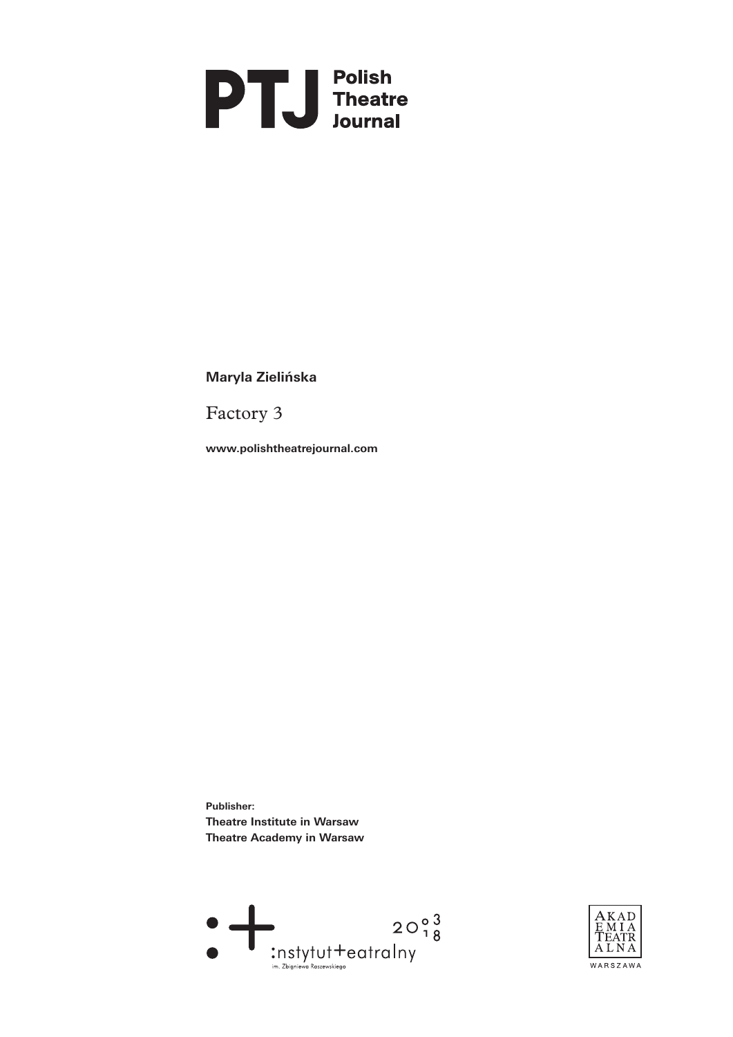**PTJ Polish Theatre Journal**

**Maryla Zielińska**

# Factory 3

**www.polishtheatrejournal.com**

**Publisher:**
**Theatre Institute in Warsaw**
**Theatre Academy in Warsaw**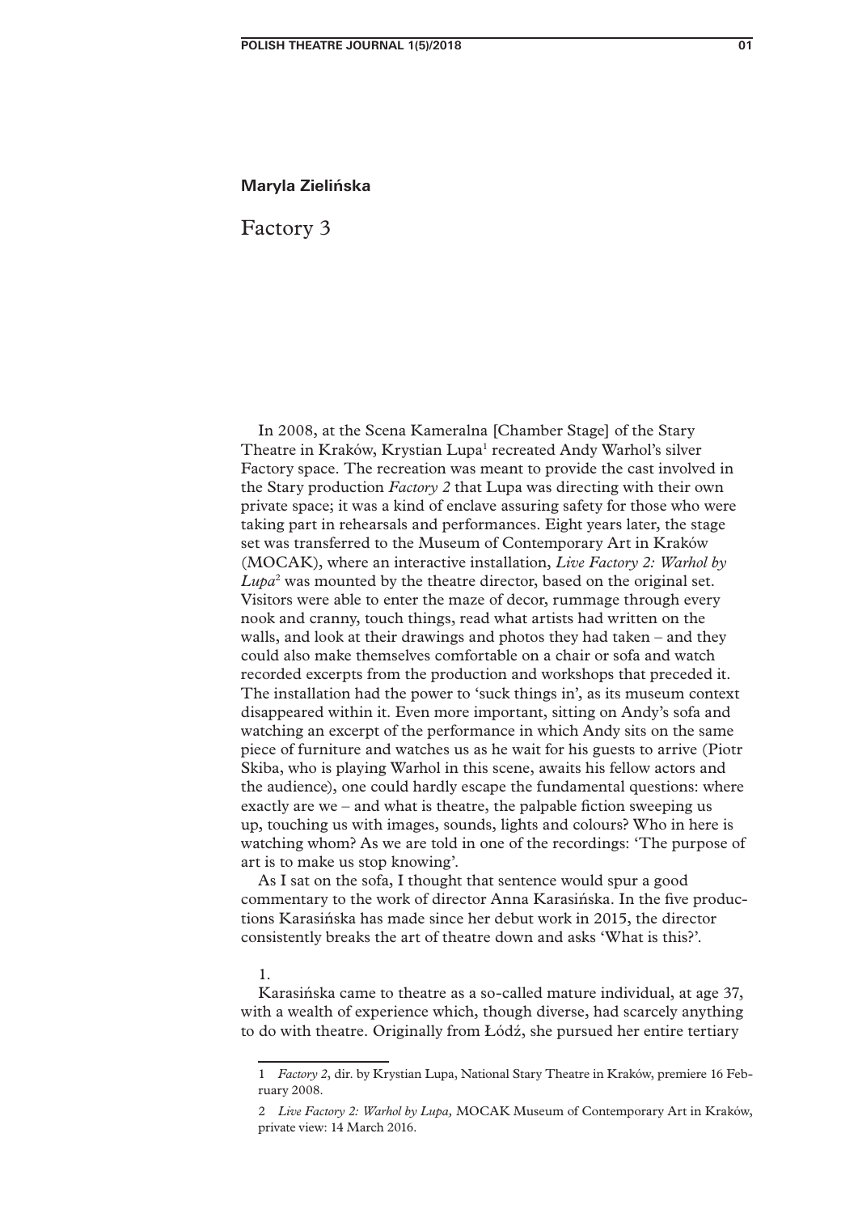**Maryla Zielińska**

# Factory 3

In 2008, at the Scena Kameralna [Chamber Stage] of the Stary Theatre in Kraków, Krystian Lupa[1] recreated Andy Warhol's silver Factory space. The recreation was meant to provide the cast involved in the Stary production *Factory 2* that Lupa was directing with their own private space; it was a kind of enclave assuring safety for those who were taking part in rehearsals and performances. Eight years later, the stage set was transferred to the Museum of Contemporary Art in Kraków (MOCAK), where an interactive installation, *Live Factory 2: Warhol by Lupa*[2] was mounted by the theatre director, based on the original set. Visitors were able to enter the maze of decor, rummage through every nook and cranny, touch things, read what artists had written on the walls, and look at their drawings and photos they had taken – and they could also make themselves comfortable on a chair or sofa and watch recorded excerpts from the production and workshops that preceded it. The installation had the power to 'suck things in', as its museum context disappeared within it. Even more important, sitting on Andy's sofa and watching an excerpt of the performance in which Andy sits on the same piece of furniture and watches us as he wait for his guests to arrive (Piotr Skiba, who is playing Warhol in this scene, awaits his fellow actors and the audience), one could hardly escape the fundamental questions: where exactly are we – and what is theatre, the palpable fiction sweeping us up, touching us with images, sounds, lights and colours? Who in here is watching whom? As we are told in one of the recordings: 'The purpose of art is to make us stop knowing'.

As I sat on the sofa, I thought that sentence would spur a good commentary to the work of director Anna Karasińska. In the five productions Karasińska has made since her debut work in 2015, the director consistently breaks the art of theatre down and asks 'What is this?'.

1.

Karasińska came to theatre as a so-called mature individual, at age 37, with a wealth of experience which, though diverse, had scarcely anything to do with theatre. Originally from Łódź, she pursued her entire tertiary

---

1 *Factory 2*, dir. by Krystian Lupa, National Stary Theatre in Kraków, premiere 16 February 2008.

2 *Live Factory 2: Warhol by Lupa,* MOCAK Museum of Contemporary Art in Kraków, private view: 14 March 2016.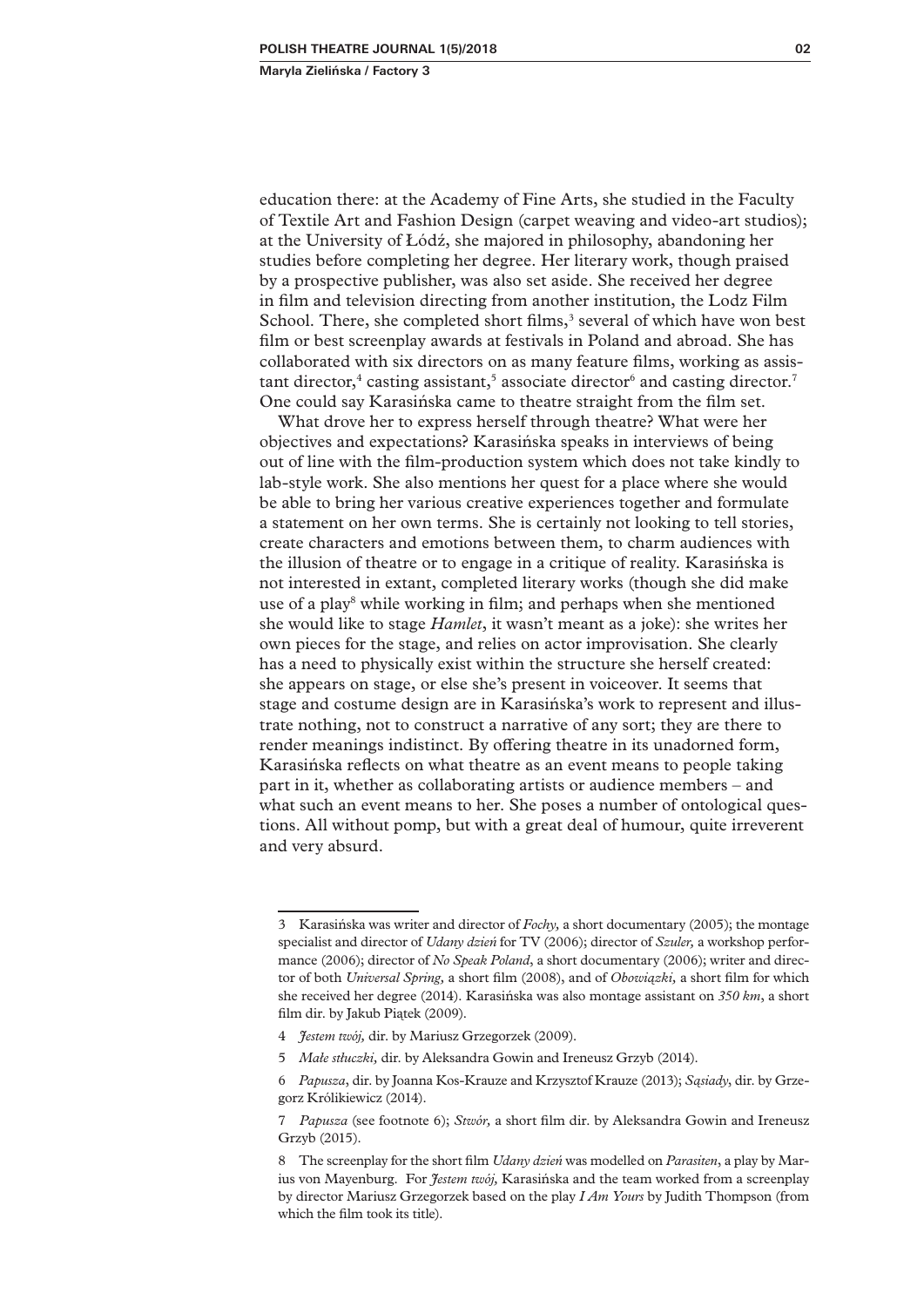education there: at the Academy of Fine Arts, she studied in the Faculty of Textile Art and Fashion Design (carpet weaving and video-art studios); at the University of Łódź, she majored in philosophy, abandoning her studies before completing her degree. Her literary work, though praised by a prospective publisher, was also set aside. She received her degree in film and television directing from another institution, the Lodz Film School. There, she completed short films,[3] several of which have won best film or best screenplay awards at festivals in Poland and abroad. She has collaborated with six directors on as many feature films, working as assistant director,[4] casting assistant,[5] associate director[6] and casting director.[7] One could say Karasińska came to theatre straight from the film set.

What drove her to express herself through theatre? What were her objectives and expectations? Karasińska speaks in interviews of being out of line with the film-production system which does not take kindly to lab-style work. She also mentions her quest for a place where she would be able to bring her various creative experiences together and formulate a statement on her own terms. She is certainly not looking to tell stories, create characters and emotions between them, to charm audiences with the illusion of theatre or to engage in a critique of reality. Karasińska is not interested in extant, completed literary works (though she did make use of a play[8] while working in film; and perhaps when she mentioned she would like to stage *Hamlet*, it wasn't meant as a joke): she writes her own pieces for the stage, and relies on actor improvisation. She clearly has a need to physically exist within the structure she herself created: she appears on stage, or else she's present in voiceover. It seems that stage and costume design are in Karasińska's work to represent and illustrate nothing, not to construct a narrative of any sort; they are there to render meanings indistinct. By offering theatre in its unadorned form, Karasińska reflects on what theatre as an event means to people taking part in it, whether as collaborating artists or audience members – and what such an event means to her. She poses a number of ontological questions. All without pomp, but with a great deal of humour, quite irreverent and very absurd.

---

3 Karasińska was writer and director of *Fochy,* a short documentary (2005); the montage specialist and director of *Udany dzień* for TV (2006); director of *Szuler,* a workshop performance (2006); director of *No Speak Poland*, a short documentary (2006); writer and director of both *Universal Spring,* a short film (2008), and of *Obowiązki,* a short film for which she received her degree (2014). Karasińska was also montage assistant on *350 km*, a short film dir. by Jakub Piątek (2009).

4 *Jestem twój,* dir. by Mariusz Grzegorzek (2009).

5 *Małe stłuczki,* dir. by Aleksandra Gowin and Ireneusz Grzyb (2014).

6 *Papusza*, dir. by Joanna Kos-Krauze and Krzysztof Krauze (2013); *Sąsiady*, dir. by Grzegorz Królikiewicz (2014).

7 *Papusza* (see footnote 6); *Stwór,* a short film dir. by Aleksandra Gowin and Ireneusz Grzyb (2015).

8 The screenplay for the short film *Udany dzień* was modelled on *Parasiten*, a play by Marius von Mayenburg. For *Jestem twój,* Karasińska and the team worked from a screenplay by director Mariusz Grzegorzek based on the play *I Am Yours* by Judith Thompson (from which the film took its title).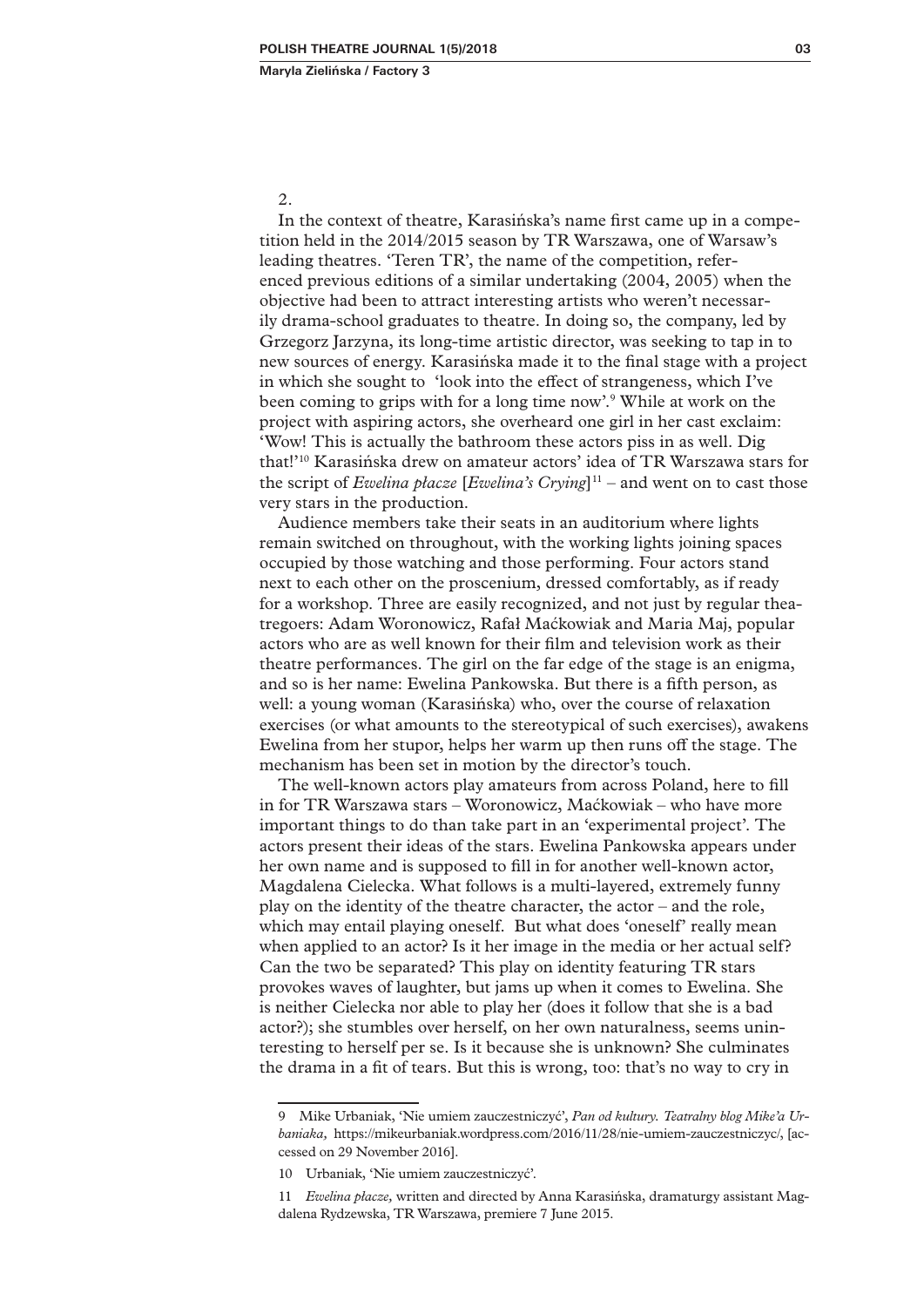2.

In the context of theatre, Karasińska's name first came up in a competition held in the 2014/2015 season by TR Warszawa, one of Warsaw's leading theatres. 'Teren TR', the name of the competition, referenced previous editions of a similar undertaking (2004, 2005) when the objective had been to attract interesting artists who weren't necessarily drama-school graduates to theatre. In doing so, the company, led by Grzegorz Jarzyna, its long-time artistic director, was seeking to tap in to new sources of energy. Karasińska made it to the final stage with a project in which she sought to 'look into the effect of strangeness, which I've been coming to grips with for a long time now'.[9] While at work on the project with aspiring actors, she overheard one girl in her cast exclaim: 'Wow! This is actually the bathroom these actors piss in as well. Dig that!'[10] Karasińska drew on amateur actors' idea of TR Warszawa stars for the script of *Ewelina płacze* [*Ewelina's Crying*][11] – and went on to cast those very stars in the production.

Audience members take their seats in an auditorium where lights remain switched on throughout, with the working lights joining spaces occupied by those watching and those performing. Four actors stand next to each other on the proscenium, dressed comfortably, as if ready for a workshop. Three are easily recognized, and not just by regular theatregoers: Adam Woronowicz, Rafał Maćkowiak and Maria Maj, popular actors who are as well known for their film and television work as their theatre performances. The girl on the far edge of the stage is an enigma, and so is her name: Ewelina Pankowska. But there is a fifth person, as well: a young woman (Karasińska) who, over the course of relaxation exercises (or what amounts to the stereotypical of such exercises), awakens Ewelina from her stupor, helps her warm up then runs off the stage. The mechanism has been set in motion by the director's touch.

The well-known actors play amateurs from across Poland, here to fill in for TR Warszawa stars – Woronowicz, Maćkowiak – who have more important things to do than take part in an 'experimental project'. The actors present their ideas of the stars. Ewelina Pankowska appears under her own name and is supposed to fill in for another well-known actor, Magdalena Cielecka. What follows is a multi-layered, extremely funny play on the identity of the theatre character, the actor – and the role, which may entail playing oneself. But what does 'oneself' really mean when applied to an actor? Is it her image in the media or her actual self? Can the two be separated? This play on identity featuring TR stars provokes waves of laughter, but jams up when it comes to Ewelina. She is neither Cielecka nor able to play her (does it follow that she is a bad actor?); she stumbles over herself, on her own naturalness, seems uninteresting to herself per se. Is it because she is unknown? She culminates the drama in a fit of tears. But this is wrong, too: that's no way to cry in

---

9 Mike Urbaniak, 'Nie umiem zauczestniczyć', *Pan od kultury. Teatralny blog Mike'a Urbaniaka,* https://mikeurbaniak.wordpress.com/2016/11/28/nie-umiem-zauczestniczyc/, [accessed on 29 November 2016].

10 Urbaniak, 'Nie umiem zauczestniczyć'.

11 *Ewelina płacze,* written and directed by Anna Karasińska, dramaturgy assistant Magdalena Rydzewska, TR Warszawa, premiere 7 June 2015.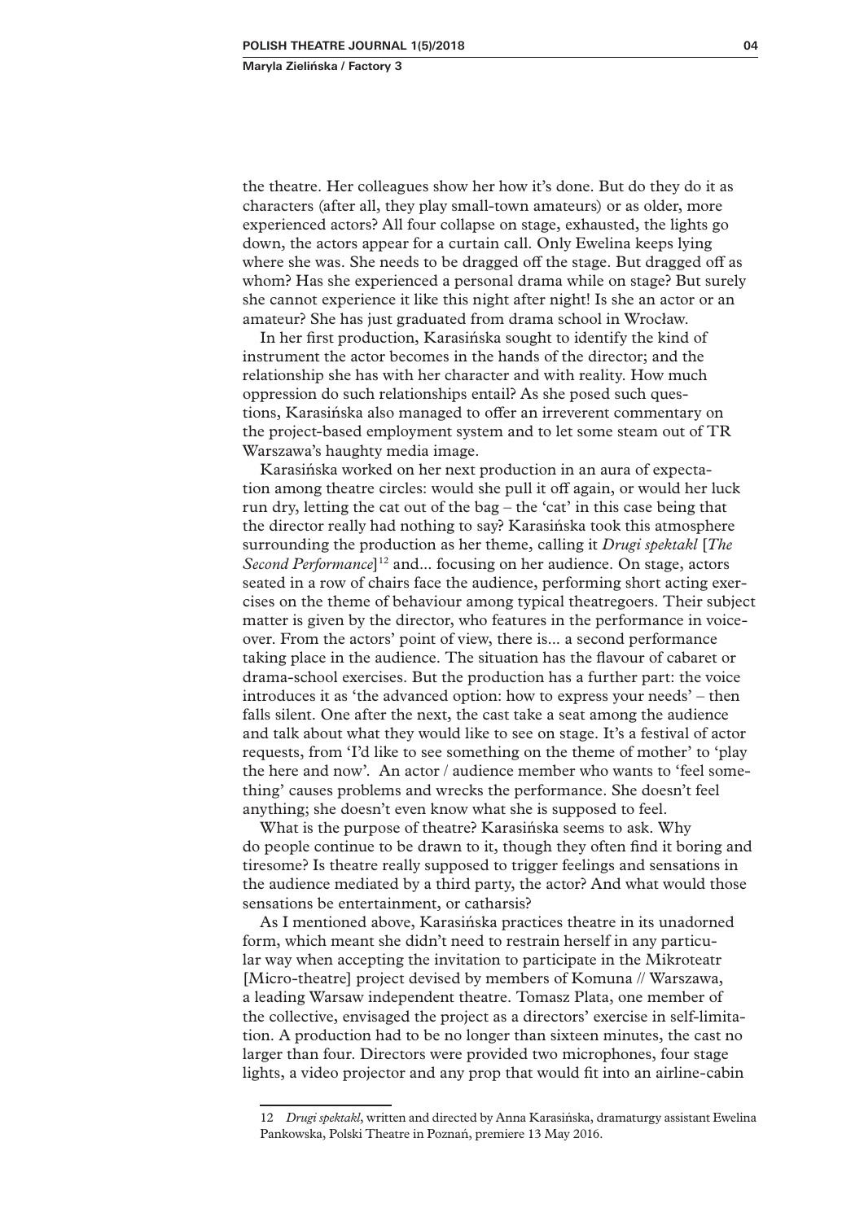the theatre. Her colleagues show her how it's done. But do they do it as characters (after all, they play small-town amateurs) or as older, more experienced actors? All four collapse on stage, exhausted, the lights go down, the actors appear for a curtain call. Only Ewelina keeps lying where she was. She needs to be dragged off the stage. But dragged off as whom? Has she experienced a personal drama while on stage? But surely she cannot experience it like this night after night! Is she an actor or an amateur? She has just graduated from drama school in Wrocław.

In her first production, Karasińska sought to identify the kind of instrument the actor becomes in the hands of the director; and the relationship she has with her character and with reality. How much oppression do such relationships entail? As she posed such questions, Karasińska also managed to offer an irreverent commentary on the project-based employment system and to let some steam out of TR Warszawa's haughty media image.

Karasińska worked on her next production in an aura of expectation among theatre circles: would she pull it off again, or would her luck run dry, letting the cat out of the bag – the 'cat' in this case being that the director really had nothing to say? Karasińska took this atmosphere surrounding the production as her theme, calling it *Drugi spektakl* [*The Second Performance*][12] and... focusing on her audience. On stage, actors seated in a row of chairs face the audience, performing short acting exercises on the theme of behaviour among typical theatregoers. Their subject matter is given by the director, who features in the performance in voice-over. From the actors' point of view, there is... a second performance taking place in the audience. The situation has the flavour of cabaret or drama-school exercises. But the production has a further part: the voice introduces it as 'the advanced option: how to express your needs' – then falls silent. One after the next, the cast take a seat among the audience and talk about what they would like to see on stage. It's a festival of actor requests, from 'I'd like to see something on the theme of mother' to 'play the here and now'. An actor / audience member who wants to 'feel something' causes problems and wrecks the performance. She doesn't feel anything; she doesn't even know what she is supposed to feel.

What is the purpose of theatre? Karasińska seems to ask. Why do people continue to be drawn to it, though they often find it boring and tiresome? Is theatre really supposed to trigger feelings and sensations in the audience mediated by a third party, the actor? And what would those sensations be entertainment, or catharsis?

As I mentioned above, Karasińska practices theatre in its unadorned form, which meant she didn't need to restrain herself in any particular way when accepting the invitation to participate in the Mikroteatr [Micro-theatre] project devised by members of Komuna // Warszawa, a leading Warsaw independent theatre. Tomasz Plata, one member of the collective, envisaged the project as a directors' exercise in self-limitation. A production had to be no longer than sixteen minutes, the cast no larger than four. Directors were provided two microphones, four stage lights, a video projector and any prop that would fit into an airline-cabin

---

12 *Drugi spektakl*, written and directed by Anna Karasińska, dramaturgy assistant Ewelina Pankowska, Polski Theatre in Poznań, premiere 13 May 2016.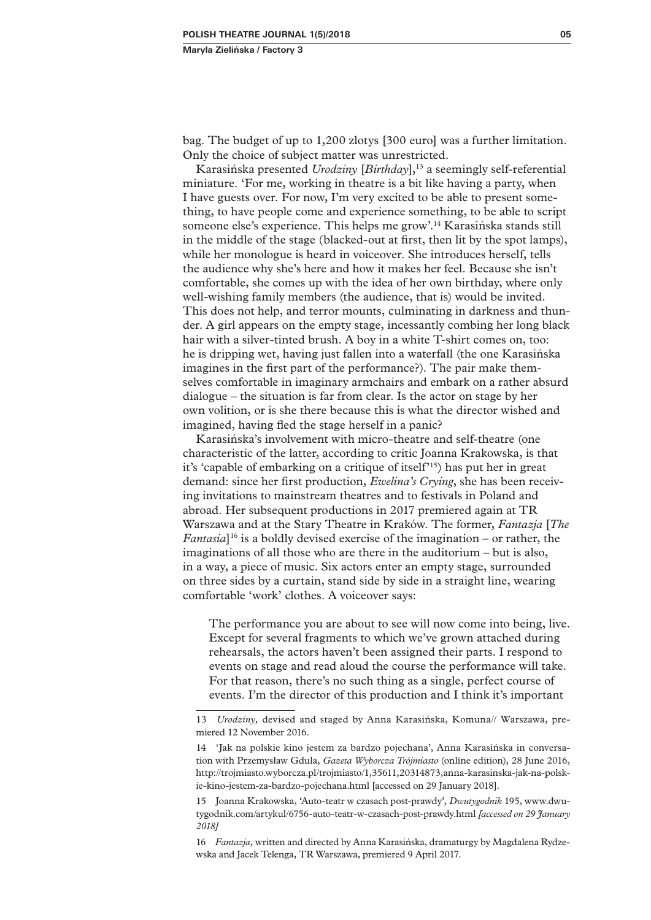bag. The budget of up to 1,200 zlotys [300 euro] was a further limitation. Only the choice of subject matter was unrestricted.

Karasińska presented *Urodziny* [*Birthday*],[13] a seemingly self-referential miniature. 'For me, working in theatre is a bit like having a party, when I have guests over. For now, I'm very excited to be able to present something, to have people come and experience something, to be able to script someone else's experience. This helps me grow'.[14] Karasińska stands still in the middle of the stage (blacked-out at first, then lit by the spot lamps), while her monologue is heard in voiceover. She introduces herself, tells the audience why she's here and how it makes her feel. Because she isn't comfortable, she comes up with the idea of her own birthday, where only well-wishing family members (the audience, that is) would be invited. This does not help, and terror mounts, culminating in darkness and thunder. A girl appears on the empty stage, incessantly combing her long black hair with a silver-tinted brush. A boy in a white T-shirt comes on, too: he is dripping wet, having just fallen into a waterfall (the one Karasińska imagines in the first part of the performance?). The pair make themselves comfortable in imaginary armchairs and embark on a rather absurd dialogue – the situation is far from clear. Is the actor on stage by her own volition, or is she there because this is what the director wished and imagined, having fled the stage herself in a panic?

Karasińska's involvement with micro-theatre and self-theatre (one characteristic of the latter, according to critic Joanna Krakowska, is that it's 'capable of embarking on a critique of itself'[15]) has put her in great demand: since her first production, *Ewelina's Crying*, she has been receiving invitations to mainstream theatres and to festivals in Poland and abroad. Her subsequent productions in 2017 premiered again at TR Warszawa and at the Stary Theatre in Kraków. The former, *Fantazja* [*The Fantasia*][16] is a boldly devised exercise of the imagination – or rather, the imaginations of all those who are there in the auditorium – but is also, in a way, a piece of music. Six actors enter an empty stage, surrounded on three sides by a curtain, stand side by side in a straight line, wearing comfortable 'work' clothes. A voiceover says:

> The performance you are about to see will now come into being, live. Except for several fragments to which we've grown attached during rehearsals, the actors haven't been assigned their parts. I respond to events on stage and read aloud the course the performance will take. For that reason, there's no such thing as a single, perfect course of events. I'm the director of this production and I think it's important

---

13 *Urodziny*, devised and staged by Anna Karasińska, Komuna// Warszawa, premiered 12 November 2016.

14 'Jak na polskie kino jestem za bardzo pojechana', Anna Karasińska in conversation with Przemysław Gdula, *Gazeta Wyborcza Trójmiasto* (online edition), 28 June 2016, http://trojmiasto.wyborcza.pl/trojmiasto/1,35611,20314873,anna-karasinska-jak-na-polskie-kino-jestem-za-bardzo-pojechana.html [accessed on 29 January 2018].

15 Joanna Krakowska, 'Auto-teatr w czasach post-prawdy', *Dwutygodnik* 195, www.dwutygodnik.com/artykul/6756-auto-teatr-w-czasach-post-prawdy.html *[accessed on 29 January 2018]*

16 *Fantazja*, written and directed by Anna Karasińska, dramaturgy by Magdalena Rydzewska and Jacek Telenga, TR Warszawa, premiered 9 April 2017.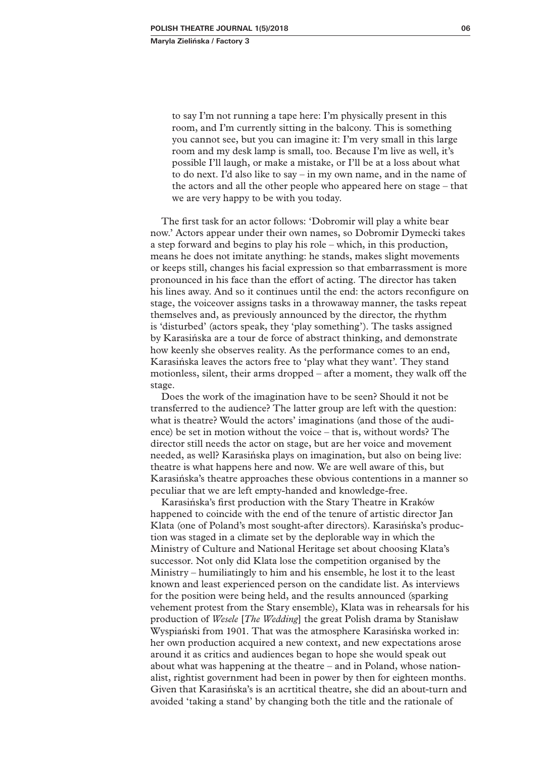> to say I'm not running a tape here: I'm physically present in this room, and I'm currently sitting in the balcony. This is something you cannot see, but you can imagine it: I'm very small in this large room and my desk lamp is small, too. Because I'm live as well, it's possible I'll laugh, or make a mistake, or I'll be at a loss about what to do next. I'd also like to say – in my own name, and in the name of the actors and all the other people who appeared here on stage – that we are very happy to be with you today.

The first task for an actor follows: 'Dobromir will play a white bear now.' Actors appear under their own names, so Dobromir Dymecki takes a step forward and begins to play his role – which, in this production, means he does not imitate anything: he stands, makes slight movements or keeps still, changes his facial expression so that embarrassment is more pronounced in his face than the effort of acting. The director has taken his lines away. And so it continues until the end: the actors reconfigure on stage, the voiceover assigns tasks in a throwaway manner, the tasks repeat themselves and, as previously announced by the director, the rhythm is 'disturbed' (actors speak, they 'play something'). The tasks assigned by Karasińska are a tour de force of abstract thinking, and demonstrate how keenly she observes reality. As the performance comes to an end, Karasińska leaves the actors free to 'play what they want'. They stand motionless, silent, their arms dropped – after a moment, they walk off the stage.

Does the work of the imagination have to be seen? Should it not be transferred to the audience? The latter group are left with the question: what is theatre? Would the actors' imaginations (and those of the audience) be set in motion without the voice – that is, without words? The director still needs the actor on stage, but are her voice and movement needed, as well? Karasińska plays on imagination, but also on being live: theatre is what happens here and now. We are well aware of this, but Karasińska's theatre approaches these obvious contentions in a manner so peculiar that we are left empty-handed and knowledge-free.

Karasińska's first production with the Stary Theatre in Kraków happened to coincide with the end of the tenure of artistic director Jan Klata (one of Poland's most sought-after directors). Karasińska's production was staged in a climate set by the deplorable way in which the Ministry of Culture and National Heritage set about choosing Klata's successor. Not only did Klata lose the competition organised by the Ministry – humiliatingly to him and his ensemble, he lost it to the least known and least experienced person on the candidate list. As interviews for the position were being held, and the results announced (sparking vehement protest from the Stary ensemble), Klata was in rehearsals for his production of *Wesele* [*The Wedding*] the great Polish drama by Stanisław Wyspiański from 1901. That was the atmosphere Karasińska worked in: her own production acquired a new context, and new expectations arose around it as critics and audiences began to hope she would speak out about what was happening at the theatre – and in Poland, whose nationalist, rightist government had been in power by then for eighteen months. Given that Karasińska's is an acrtitical theatre, she did an about-turn and avoided 'taking a stand' by changing both the title and the rationale of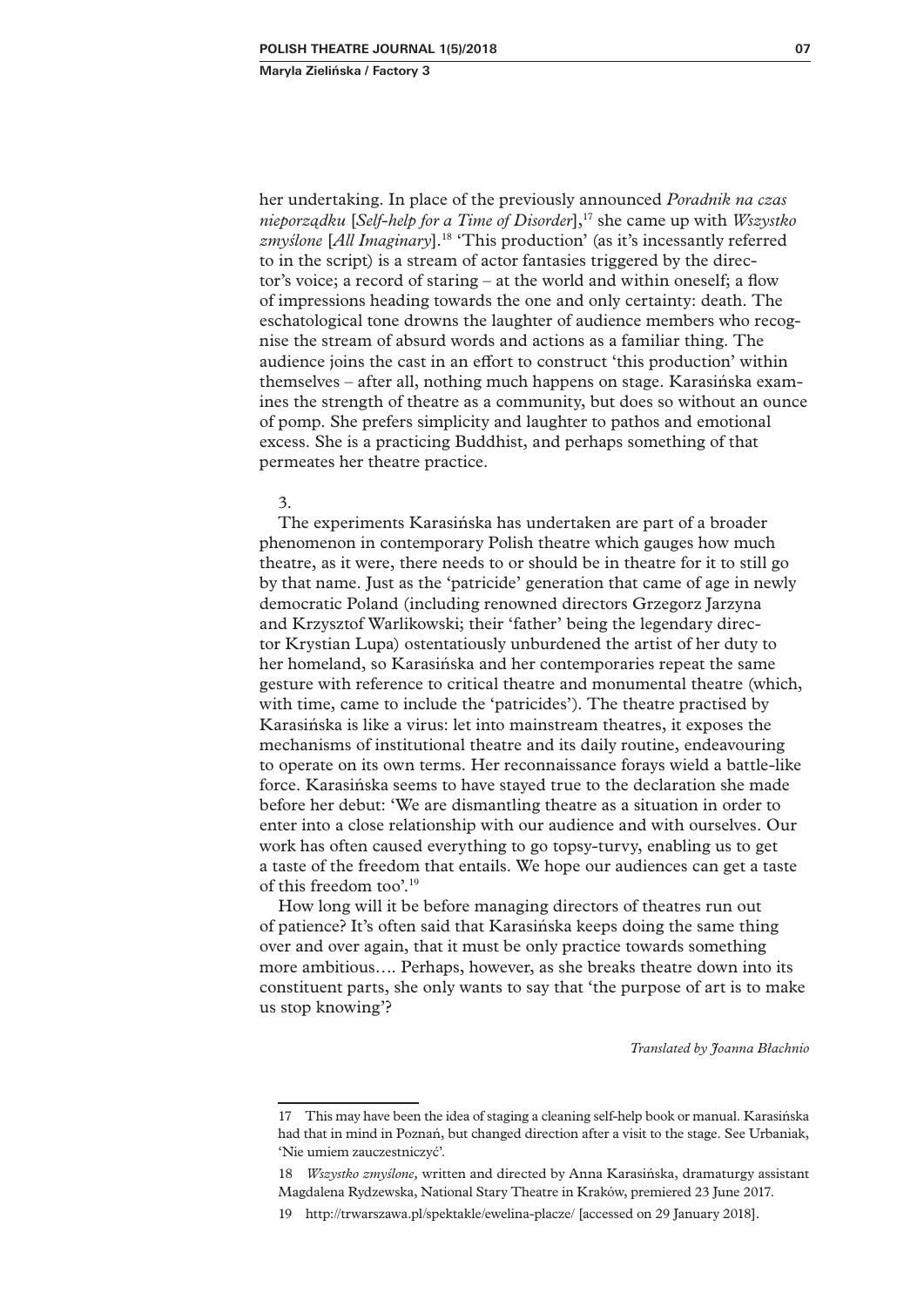her undertaking. In place of the previously announced *Poradnik na czas nieporządku* [*Self-help for a Time of Disorder*],[17] she came up with *Wszystko zmyślone* [*All Imaginary*].[18] 'This production' (as it's incessantly referred to in the script) is a stream of actor fantasies triggered by the director's voice; a record of staring – at the world and within oneself; a flow of impressions heading towards the one and only certainty: death. The eschatological tone drowns the laughter of audience members who recognise the stream of absurd words and actions as a familiar thing. The audience joins the cast in an effort to construct 'this production' within themselves – after all, nothing much happens on stage. Karasińska examines the strength of theatre as a community, but does so without an ounce of pomp. She prefers simplicity and laughter to pathos and emotional excess. She is a practicing Buddhist, and perhaps something of that permeates her theatre practice.

3.

The experiments Karasińska has undertaken are part of a broader phenomenon in contemporary Polish theatre which gauges how much theatre, as it were, there needs to or should be in theatre for it to still go by that name. Just as the 'patricide' generation that came of age in newly democratic Poland (including renowned directors Grzegorz Jarzyna and Krzysztof Warlikowski; their 'father' being the legendary director Krystian Lupa) ostentatiously unburdened the artist of her duty to her homeland, so Karasińska and her contemporaries repeat the same gesture with reference to critical theatre and monumental theatre (which, with time, came to include the 'patricides'). The theatre practised by Karasińska is like a virus: let into mainstream theatres, it exposes the mechanisms of institutional theatre and its daily routine, endeavouring to operate on its own terms. Her reconnaissance forays wield a battle-like force. Karasińska seems to have stayed true to the declaration she made before her debut: 'We are dismantling theatre as a situation in order to enter into a close relationship with our audience and with ourselves. Our work has often caused everything to go topsy-turvy, enabling us to get a taste of the freedom that entails. We hope our audiences can get a taste of this freedom too'.[19]

How long will it be before managing directors of theatres run out of patience? It's often said that Karasińska keeps doing the same thing over and over again, that it must be only practice towards something more ambitious…. Perhaps, however, as she breaks theatre down into its constituent parts, she only wants to say that 'the purpose of art is to make us stop knowing'?

*Translated by Joanna Błachnio*

---

17 This may have been the idea of staging a cleaning self-help book or manual. Karasińska had that in mind in Poznań, but changed direction after a visit to the stage. See Urbaniak, 'Nie umiem zauczestniczyć'.

18 *Wszystko zmyślone,* written and directed by Anna Karasińska, dramaturgy assistant Magdalena Rydzewska, National Stary Theatre in Kraków, premiered 23 June 2017.

19 http://trwarszawa.pl/spektakle/ewelina-placze/ [accessed on 29 January 2018].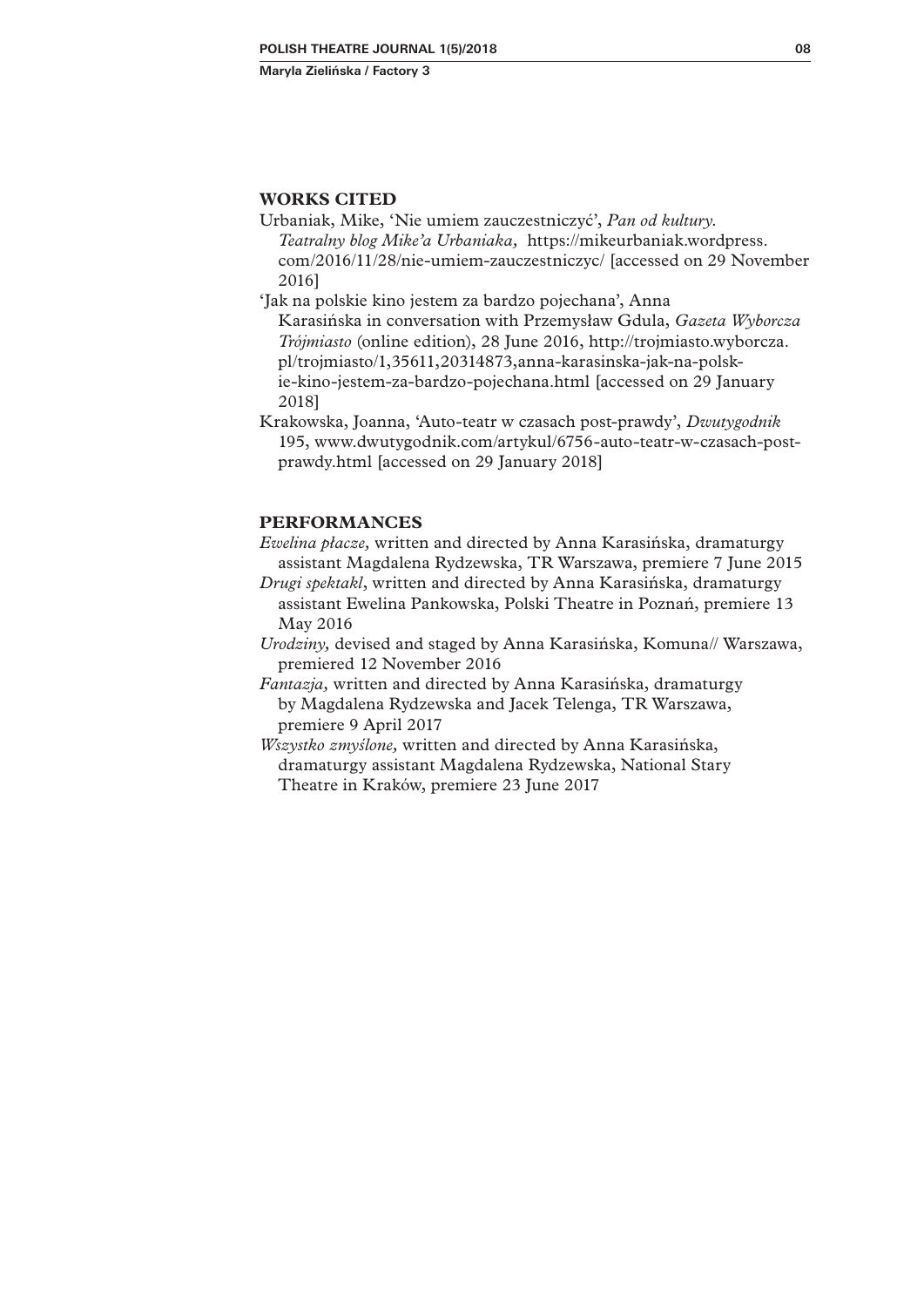## WORKS CITED

Urbaniak, Mike, 'Nie umiem zauczestniczyć', *Pan od kultury. Teatralny blog Mike'a Urbaniaka,* https://mikeurbaniak.wordpress.com/2016/11/28/nie-umiem-zauczestniczyc/ [accessed on 29 November 2016]

'Jak na polskie kino jestem za bardzo pojechana', Anna Karasińska in conversation with Przemysław Gdula, *Gazeta Wyborcza Trójmiasto* (online edition), 28 June 2016, http://trojmiasto.wyborcza.pl/trojmiasto/1,35611,20314873,anna-karasinska-jak-na-polskie-kino-jestem-za-bardzo-pojechana.html [accessed on 29 January 2018]

Krakowska, Joanna, 'Auto-teatr w czasach post-prawdy', *Dwutygodnik* 195, www.dwutygodnik.com/artykul/6756-auto-teatr-w-czasach-post-prawdy.html [accessed on 29 January 2018]

## PERFORMANCES

*Ewelina płacze,* written and directed by Anna Karasińska, dramaturgy assistant Magdalena Rydzewska, TR Warszawa, premiere 7 June 2015

*Drugi spektakl*, written and directed by Anna Karasińska, dramaturgy assistant Ewelina Pankowska, Polski Theatre in Poznań, premiere 13 May 2016

*Urodziny,* devised and staged by Anna Karasińska, Komuna// Warszawa, premiered 12 November 2016

*Fantazja,* written and directed by Anna Karasińska, dramaturgy by Magdalena Rydzewska and Jacek Telenga, TR Warszawa, premiere 9 April 2017

*Wszystko zmyślone,* written and directed by Anna Karasińska, dramaturgy assistant Magdalena Rydzewska, National Stary Theatre in Kraków, premiere 23 June 2017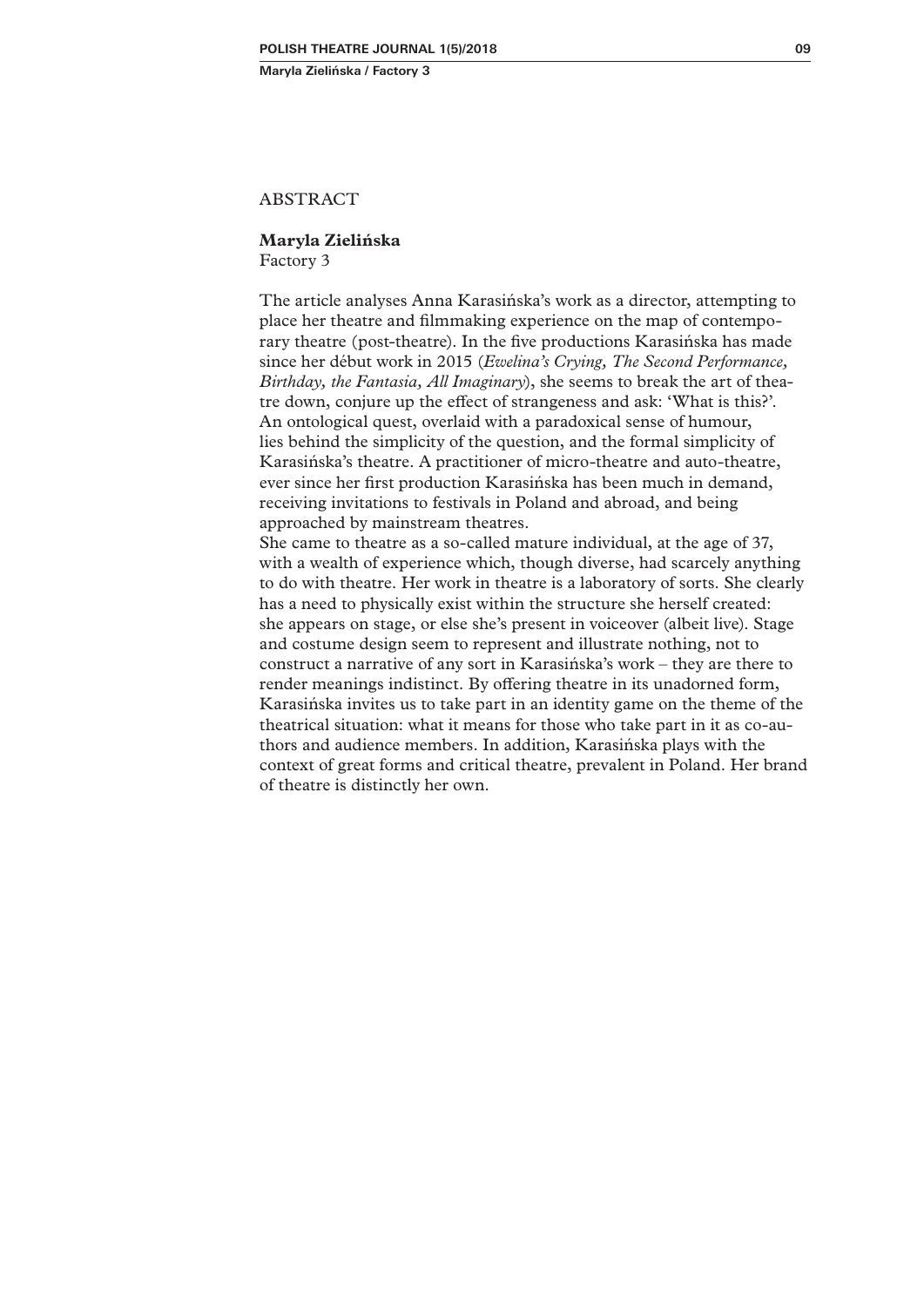## ABSTRACT

**Maryla Zielińska**
Factory 3

The article analyses Anna Karasińska's work as a director, attempting to place her theatre and filmmaking experience on the map of contemporary theatre (post-theatre). In the five productions Karasińska has made since her début work in 2015 (*Ewelina's Crying, The Second Performance, Birthday, the Fantasia, All Imaginary*), she seems to break the art of theatre down, conjure up the effect of strangeness and ask: 'What is this?'. An ontological quest, overlaid with a paradoxical sense of humour, lies behind the simplicity of the question, and the formal simplicity of Karasińska's theatre. A practitioner of micro-theatre and auto-theatre, ever since her first production Karasińska has been much in demand, receiving invitations to festivals in Poland and abroad, and being approached by mainstream theatres.

She came to theatre as a so-called mature individual, at the age of 37, with a wealth of experience which, though diverse, had scarcely anything to do with theatre. Her work in theatre is a laboratory of sorts. She clearly has a need to physically exist within the structure she herself created: she appears on stage, or else she's present in voiceover (albeit live). Stage and costume design seem to represent and illustrate nothing, not to construct a narrative of any sort in Karasińska's work – they are there to render meanings indistinct. By offering theatre in its unadorned form, Karasińska invites us to take part in an identity game on the theme of the theatrical situation: what it means for those who take part in it as co-authors and audience members. In addition, Karasińska plays with the context of great forms and critical theatre, prevalent in Poland. Her brand of theatre is distinctly her own.